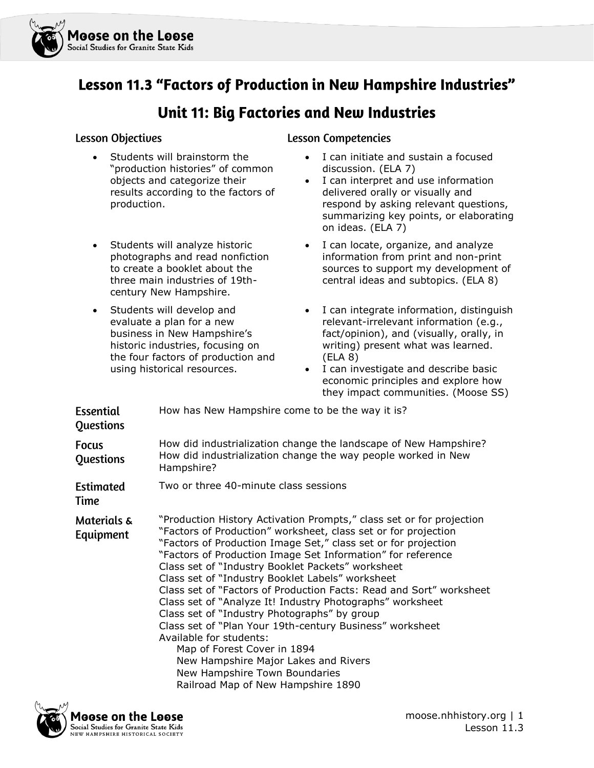# Lesson 11.3 “Factors of Production in New Hampshire Industries”

## Unit 11: Big Factories and New Industries

### Lesson Objectives

- Students will brainstorm the “production histories” of common objects and categorize their results according to the factors of production.
- Students will analyze historic photographs and read nonfiction to create a booklet about the three main industries of 19th-century New Hampshire.
- Students will develop and evaluate a plan for a new business in New Hampshire’s historic industries, focusing on the four factors of production and using historical resources.

### Lesson Competencies

- I can initiate and sustain a focused discussion. (ELA 7)
- I can interpret and use information delivered orally or visually and respond by asking relevant questions, summarizing key points, or elaborating on ideas. (ELA 7)
- I can locate, organize, and analyze information from print and non-print sources to support my development of central ideas and subtopics. (ELA 8)
- I can integrate information, distinguish relevant-irrelevant information (e.g., fact/opinion), and (visually, orally, in writing) present what was learned. (ELA 8)
- I can investigate and describe basic economic principles and explore how they impact communities. (Moose SS)

**Essential Questions**
How has New Hampshire come to be the way it is?

**Focus Questions**
How did industrialization change the landscape of New Hampshire?
How did industrialization change the way people worked in New Hampshire?

**Estimated Time**
Two or three 40-minute class sessions

**Materials & Equipment**
“Production History Activation Prompts,” class set or for projection
“Factors of Production” worksheet, class set or for projection
“Factors of Production Image Set,” class set or for projection
“Factors of Production Image Set Information” for reference
Class set of “Industry Booklet Packets” worksheet
Class set of “Industry Booklet Labels” worksheet
Class set of “Factors of Production Facts: Read and Sort” worksheet
Class set of “Analyze It! Industry Photographs” worksheet
Class set of “Industry Photographs” by group
Class set of “Plan Your 19th-century Business” worksheet
Available for students:
- Map of Forest Cover in 1894
- New Hampshire Major Lakes and Rivers
- New Hampshire Town Boundaries
- Railroad Map of New Hampshire 1890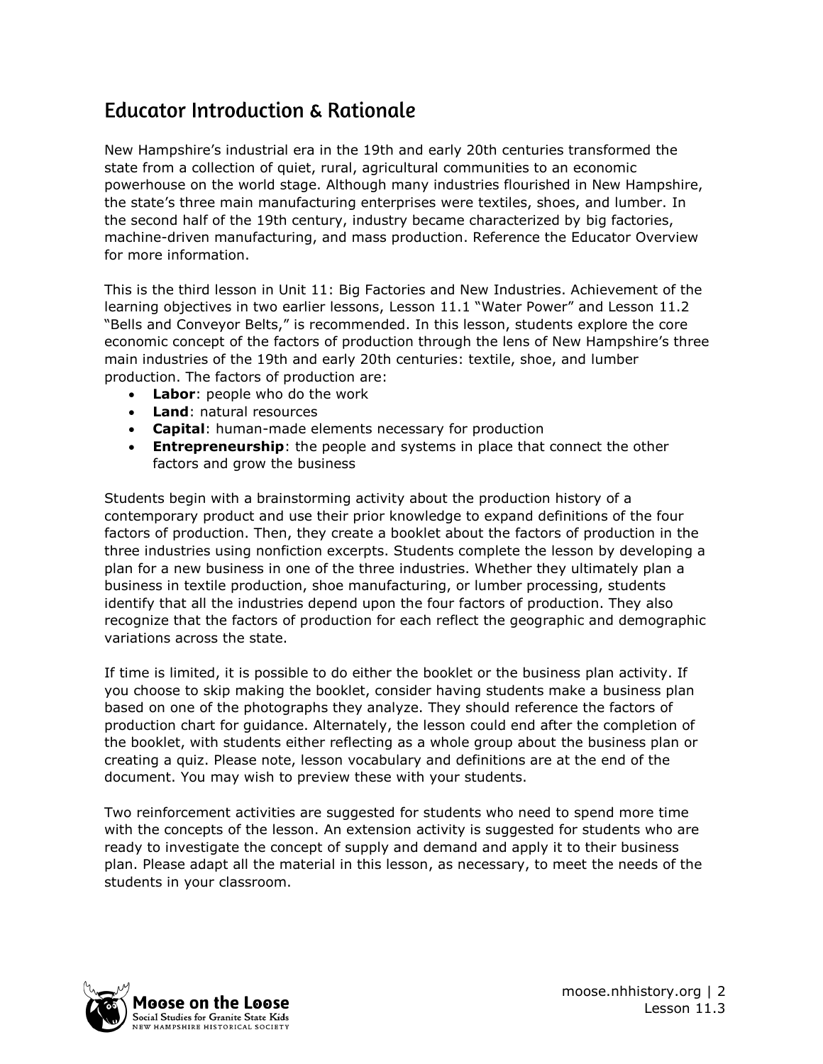## Educator Introduction & Rationale

New Hampshire's industrial era in the 19th and early 20th centuries transformed the state from a collection of quiet, rural, agricultural communities to an economic powerhouse on the world stage. Although many industries flourished in New Hampshire, the state's three main manufacturing enterprises were textiles, shoes, and lumber. In the second half of the 19th century, industry became characterized by big factories, machine-driven manufacturing, and mass production. Reference the Educator Overview for more information.

This is the third lesson in Unit 11: Big Factories and New Industries. Achievement of the learning objectives in two earlier lessons, Lesson 11.1 "Water Power" and Lesson 11.2 "Bells and Conveyor Belts," is recommended. In this lesson, students explore the core economic concept of the factors of production through the lens of New Hampshire's three main industries of the 19th and early 20th centuries: textile, shoe, and lumber production. The factors of production are:

- **Labor**: people who do the work
- **Land**: natural resources
- **Capital**: human-made elements necessary for production
- **Entrepreneurship**: the people and systems in place that connect the other factors and grow the business

Students begin with a brainstorming activity about the production history of a contemporary product and use their prior knowledge to expand definitions of the four factors of production. Then, they create a booklet about the factors of production in the three industries using nonfiction excerpts. Students complete the lesson by developing a plan for a new business in one of the three industries. Whether they ultimately plan a business in textile production, shoe manufacturing, or lumber processing, students identify that all the industries depend upon the four factors of production. They also recognize that the factors of production for each reflect the geographic and demographic variations across the state.

If time is limited, it is possible to do either the booklet or the business plan activity. If you choose to skip making the booklet, consider having students make a business plan based on one of the photographs they analyze. They should reference the factors of production chart for guidance. Alternately, the lesson could end after the completion of the booklet, with students either reflecting as a whole group about the business plan or creating a quiz. Please note, lesson vocabulary and definitions are at the end of the document. You may wish to preview these with your students.

Two reinforcement activities are suggested for students who need to spend more time with the concepts of the lesson. An extension activity is suggested for students who are ready to investigate the concept of supply and demand and apply it to their business plan. Please adapt all the material in this lesson, as necessary, to meet the needs of the students in your classroom.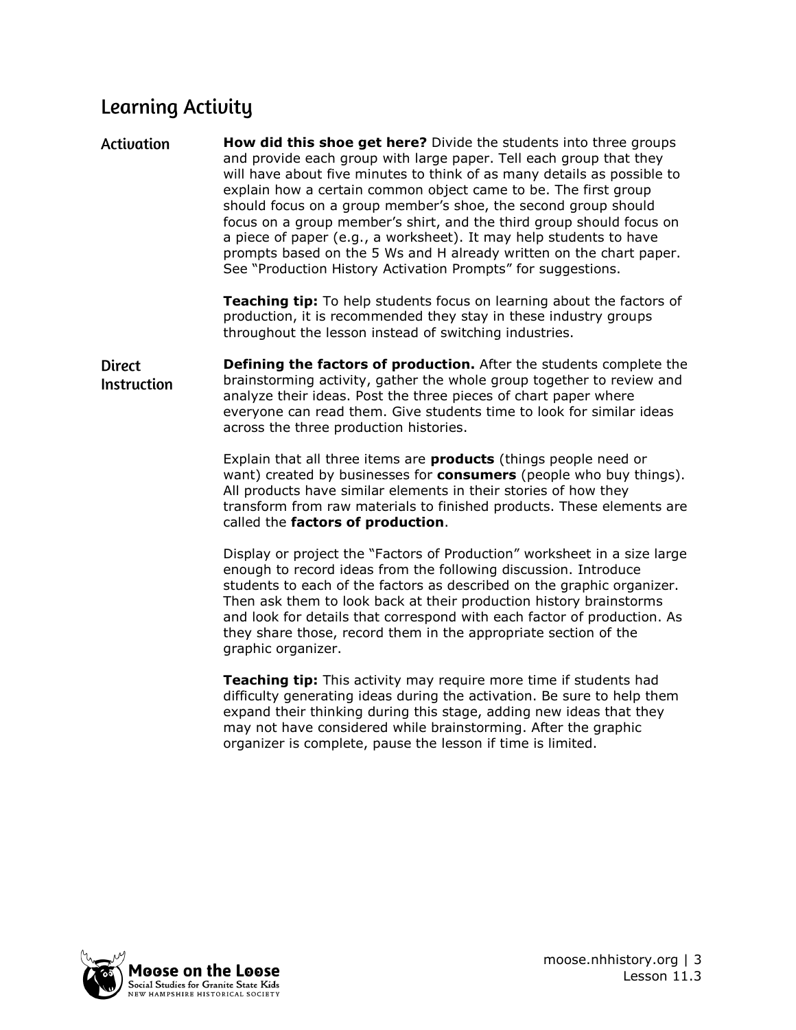## Learning Activity

### Activation

**How did this shoe get here?** Divide the students into three groups and provide each group with large paper. Tell each group that they will have about five minutes to think of as many details as possible to explain how a certain common object came to be. The first group should focus on a group member's shoe, the second group should focus on a group member's shirt, and the third group should focus on a piece of paper (e.g., a worksheet). It may help students to have prompts based on the 5 Ws and H already written on the chart paper. See "Production History Activation Prompts" for suggestions.

**Teaching tip:** To help students focus on learning about the factors of production, it is recommended they stay in these industry groups throughout the lesson instead of switching industries.

### Direct Instruction

**Defining the factors of production.** After the students complete the brainstorming activity, gather the whole group together to review and analyze their ideas. Post the three pieces of chart paper where everyone can read them. Give students time to look for similar ideas across the three production histories.

Explain that all three items are **products** (things people need or want) created by businesses for **consumers** (people who buy things). All products have similar elements in their stories of how they transform from raw materials to finished products. These elements are called the **factors of production**.

Display or project the "Factors of Production" worksheet in a size large enough to record ideas from the following discussion. Introduce students to each of the factors as described on the graphic organizer. Then ask them to look back at their production history brainstorms and look for details that correspond with each factor of production. As they share those, record them in the appropriate section of the graphic organizer.

**Teaching tip:** This activity may require more time if students had difficulty generating ideas during the activation. Be sure to help them expand their thinking during this stage, adding new ideas that they may not have considered while brainstorming. After the graphic organizer is complete, pause the lesson if time is limited.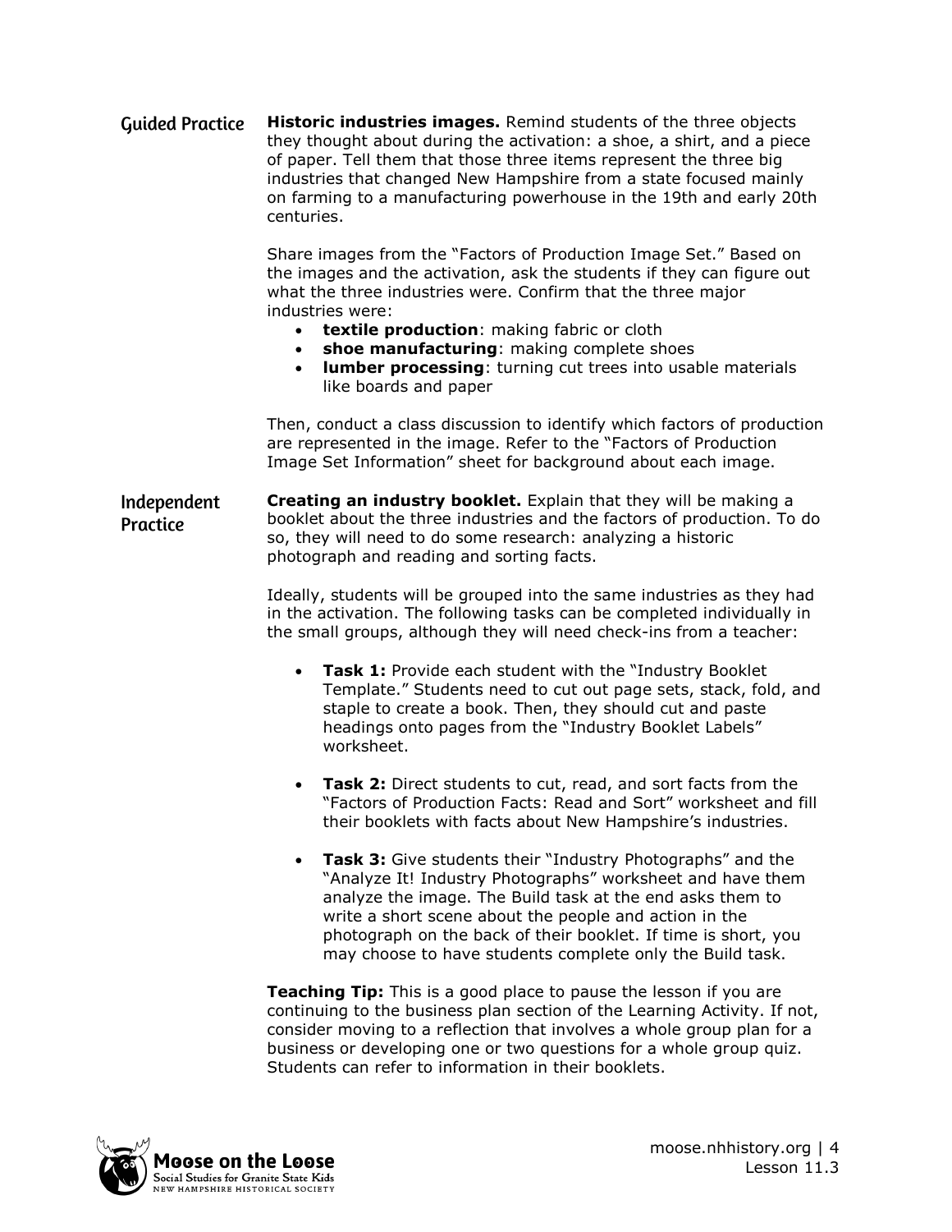## Guided Practice

**Historic industries images.** Remind students of the three objects they thought about during the activation: a shoe, a shirt, and a piece of paper. Tell them that those three items represent the three big industries that changed New Hampshire from a state focused mainly on farming to a manufacturing powerhouse in the 19th and early 20th centuries.

Share images from the "Factors of Production Image Set." Based on the images and the activation, ask the students if they can figure out what the three industries were. Confirm that the three major industries were:

- **textile production**: making fabric or cloth
- **shoe manufacturing**: making complete shoes
- **lumber processing**: turning cut trees into usable materials like boards and paper

Then, conduct a class discussion to identify which factors of production are represented in the image. Refer to the "Factors of Production Image Set Information" sheet for background about each image.

## Independent Practice

**Creating an industry booklet.** Explain that they will be making a booklet about the three industries and the factors of production. To do so, they will need to do some research: analyzing a historic photograph and reading and sorting facts.

Ideally, students will be grouped into the same industries as they had in the activation. The following tasks can be completed individually in the small groups, although they will need check-ins from a teacher:

- **Task 1:** Provide each student with the "Industry Booklet Template." Students need to cut out page sets, stack, fold, and staple to create a book. Then, they should cut and paste headings onto pages from the "Industry Booklet Labels" worksheet.

- **Task 2:** Direct students to cut, read, and sort facts from the "Factors of Production Facts: Read and Sort" worksheet and fill their booklets with facts about New Hampshire's industries.

- **Task 3:** Give students their "Industry Photographs" and the "Analyze It! Industry Photographs" worksheet and have them analyze the image. The Build task at the end asks them to write a short scene about the people and action in the photograph on the back of their booklet. If time is short, you may choose to have students complete only the Build task.

**Teaching Tip:** This is a good place to pause the lesson if you are continuing to the business plan section of the Learning Activity. If not, consider moving to a reflection that involves a whole group plan for a business or developing one or two questions for a whole group quiz. Students can refer to information in their booklets.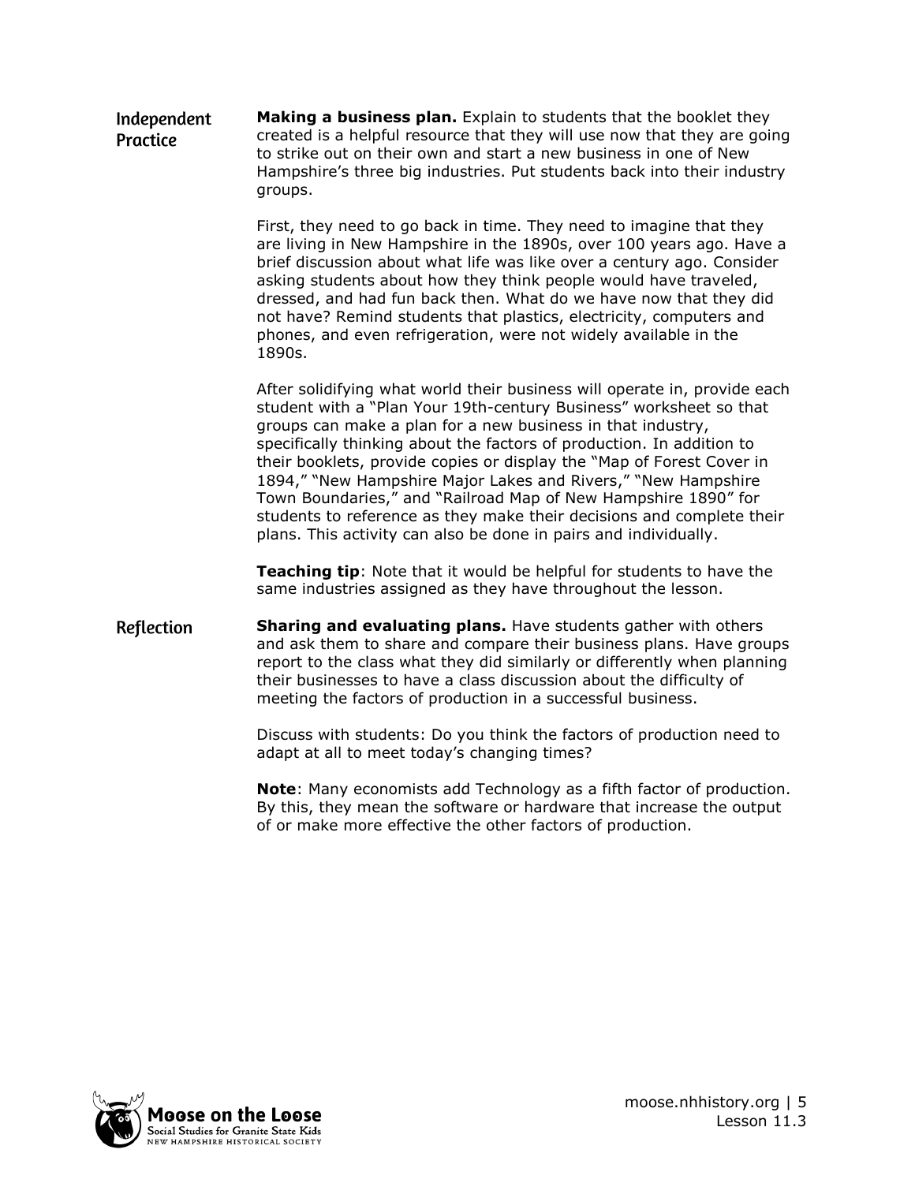## Independent Practice

**Making a business plan.** Explain to students that the booklet they created is a helpful resource that they will use now that they are going to strike out on their own and start a new business in one of New Hampshire's three big industries. Put students back into their industry groups.

First, they need to go back in time. They need to imagine that they are living in New Hampshire in the 1890s, over 100 years ago. Have a brief discussion about what life was like over a century ago. Consider asking students about how they think people would have traveled, dressed, and had fun back then. What do we have now that they did not have? Remind students that plastics, electricity, computers and phones, and even refrigeration, were not widely available in the 1890s.

After solidifying what world their business will operate in, provide each student with a "Plan Your 19th-century Business" worksheet so that groups can make a plan for a new business in that industry, specifically thinking about the factors of production. In addition to their booklets, provide copies or display the "Map of Forest Cover in 1894," "New Hampshire Major Lakes and Rivers," "New Hampshire Town Boundaries," and "Railroad Map of New Hampshire 1890" for students to reference as they make their decisions and complete their plans. This activity can also be done in pairs and individually.

**Teaching tip**: Note that it would be helpful for students to have the same industries assigned as they have throughout the lesson.

## Reflection

**Sharing and evaluating plans.** Have students gather with others and ask them to share and compare their business plans. Have groups report to the class what they did similarly or differently when planning their businesses to have a class discussion about the difficulty of meeting the factors of production in a successful business.

Discuss with students: Do you think the factors of production need to adapt at all to meet today's changing times?

**Note**: Many economists add Technology as a fifth factor of production. By this, they mean the software or hardware that increase the output of or make more effective the other factors of production.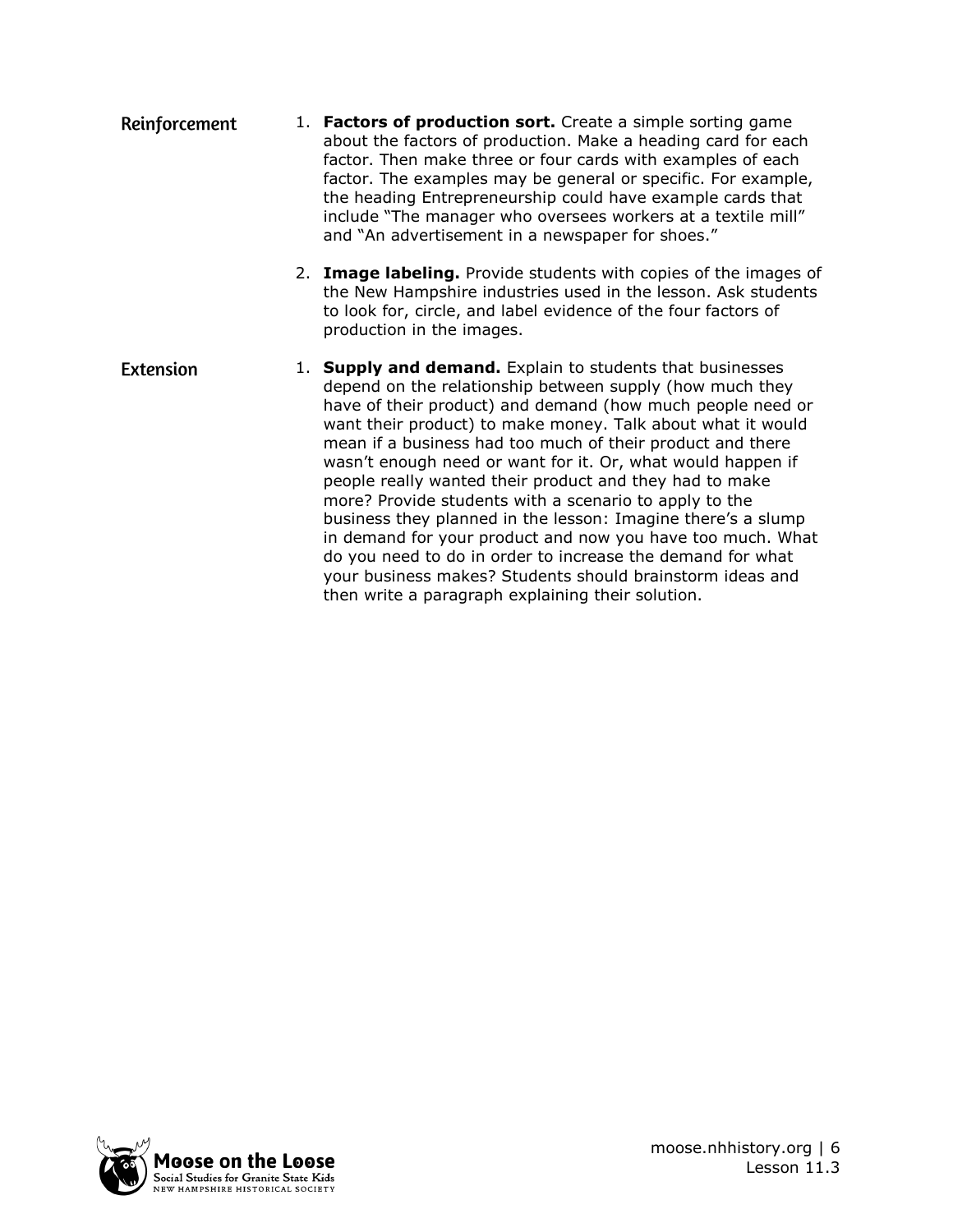## Reinforcement

1. **Factors of production sort.** Create a simple sorting game about the factors of production. Make a heading card for each factor. Then make three or four cards with examples of each factor. The examples may be general or specific. For example, the heading Entrepreneurship could have example cards that include "The manager who oversees workers at a textile mill" and "An advertisement in a newspaper for shoes."

2. **Image labeling.** Provide students with copies of the images of the New Hampshire industries used in the lesson. Ask students to look for, circle, and label evidence of the four factors of production in the images.

## Extension

1. **Supply and demand.** Explain to students that businesses depend on the relationship between supply (how much they have of their product) and demand (how much people need or want their product) to make money. Talk about what it would mean if a business had too much of their product and there wasn't enough need or want for it. Or, what would happen if people really wanted their product and they had to make more? Provide students with a scenario to apply to the business they planned in the lesson: Imagine there's a slump in demand for your product and now you have too much. What do you need to do in order to increase the demand for what your business makes? Students should brainstorm ideas and then write a paragraph explaining their solution.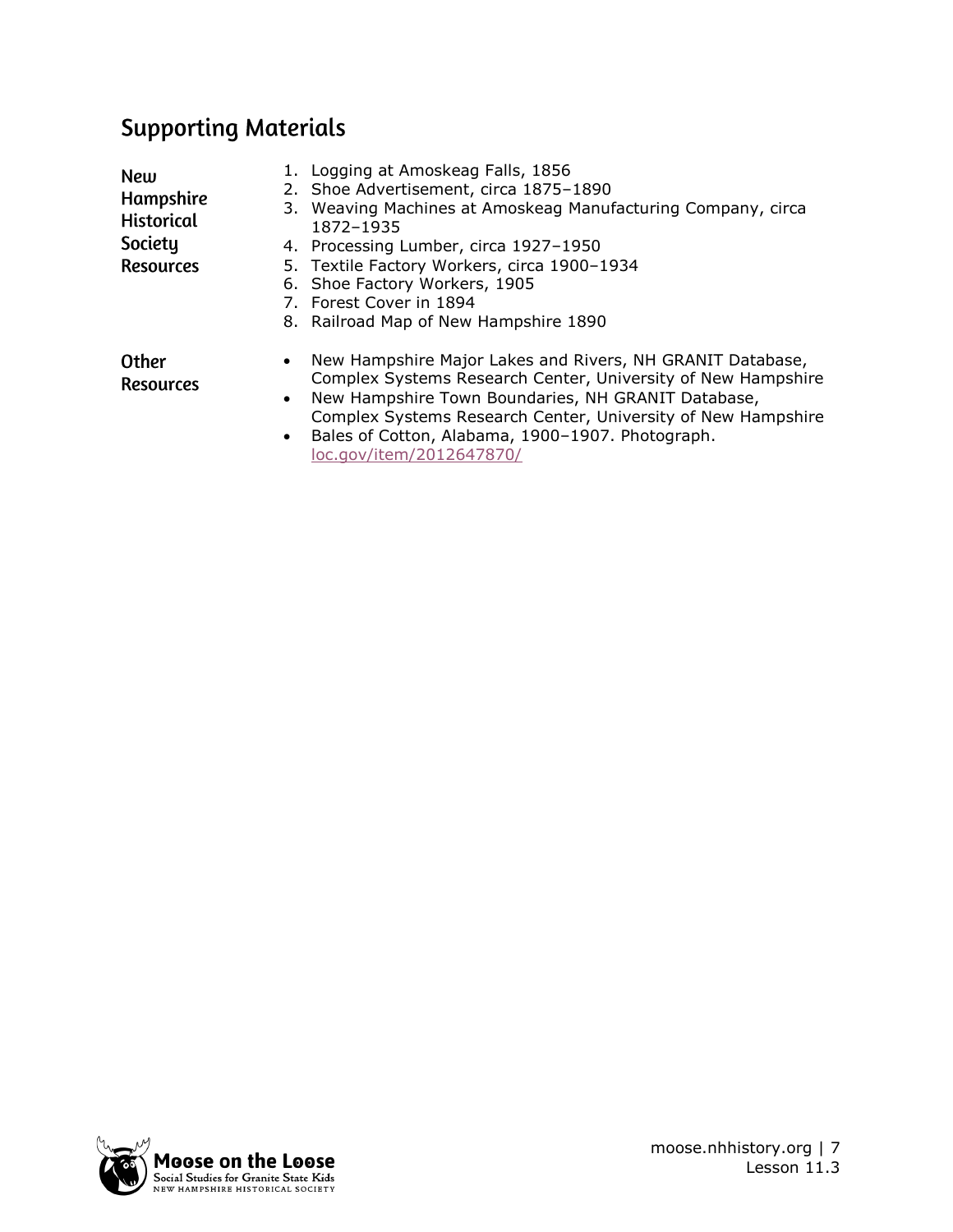## Supporting Materials

**New Hampshire Historical Society Resources**

1. Logging at Amoskeag Falls, 1856
2. Shoe Advertisement, circa 1875–1890
3. Weaving Machines at Amoskeag Manufacturing Company, circa 1872–1935
4. Processing Lumber, circa 1927–1950
5. Textile Factory Workers, circa 1900–1934
6. Shoe Factory Workers, 1905
7. Forest Cover in 1894
8. Railroad Map of New Hampshire 1890

**Other Resources**

- New Hampshire Major Lakes and Rivers, NH GRANIT Database, Complex Systems Research Center, University of New Hampshire
- New Hampshire Town Boundaries, NH GRANIT Database, Complex Systems Research Center, University of New Hampshire
- Bales of Cotton, Alabama, 1900–1907. Photograph. loc.gov/item/2012647870/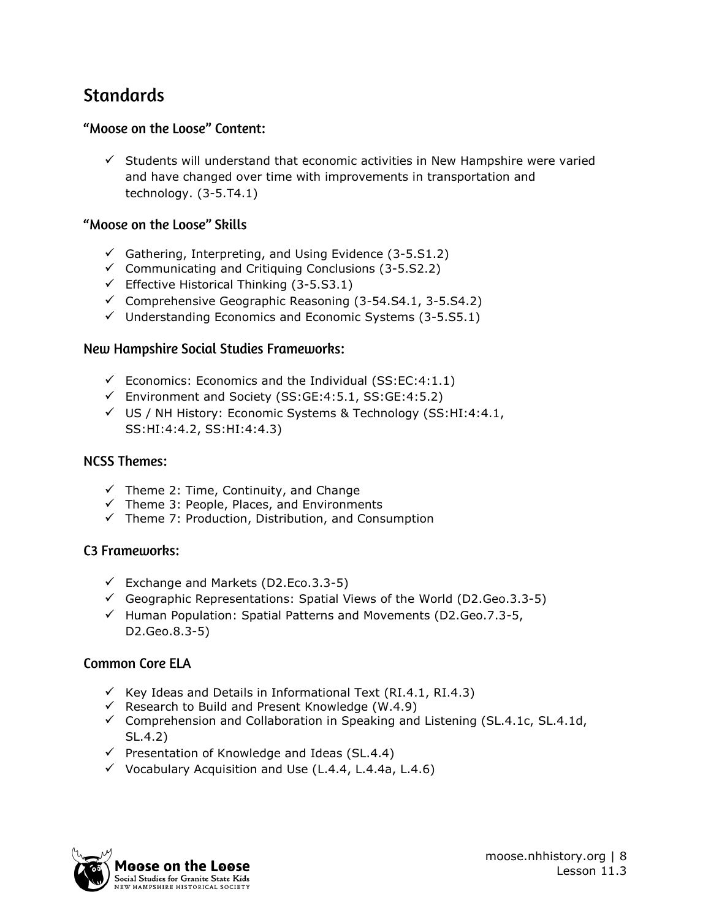# Standards

## "Moose on the Loose" Content:

- ✓ Students will understand that economic activities in New Hampshire were varied and have changed over time with improvements in transportation and technology. (3-5.T4.1)

## "Moose on the Loose" Skills

- ✓ Gathering, Interpreting, and Using Evidence (3-5.S1.2)
- ✓ Communicating and Critiquing Conclusions (3-5.S2.2)
- ✓ Effective Historical Thinking (3-5.S3.1)
- ✓ Comprehensive Geographic Reasoning (3-54.S4.1, 3-5.S4.2)
- ✓ Understanding Economics and Economic Systems (3-5.S5.1)

## New Hampshire Social Studies Frameworks:

- ✓ Economics: Economics and the Individual (SS:EC:4:1.1)
- ✓ Environment and Society (SS:GE:4:5.1, SS:GE:4:5.2)
- ✓ US / NH History: Economic Systems & Technology (SS:HI:4:4.1, SS:HI:4:4.2, SS:HI:4:4.3)

## NCSS Themes:

- ✓ Theme 2: Time, Continuity, and Change
- ✓ Theme 3: People, Places, and Environments
- ✓ Theme 7: Production, Distribution, and Consumption

## C3 Frameworks:

- ✓ Exchange and Markets (D2.Eco.3.3-5)
- ✓ Geographic Representations: Spatial Views of the World (D2.Geo.3.3-5)
- ✓ Human Population: Spatial Patterns and Movements (D2.Geo.7.3-5, D2.Geo.8.3-5)

## Common Core ELA

- ✓ Key Ideas and Details in Informational Text (RI.4.1, RI.4.3)
- ✓ Research to Build and Present Knowledge (W.4.9)
- ✓ Comprehension and Collaboration in Speaking and Listening (SL.4.1c, SL.4.1d, SL.4.2)
- ✓ Presentation of Knowledge and Ideas (SL.4.4)
- ✓ Vocabulary Acquisition and Use (L.4.4, L.4.4a, L.4.6)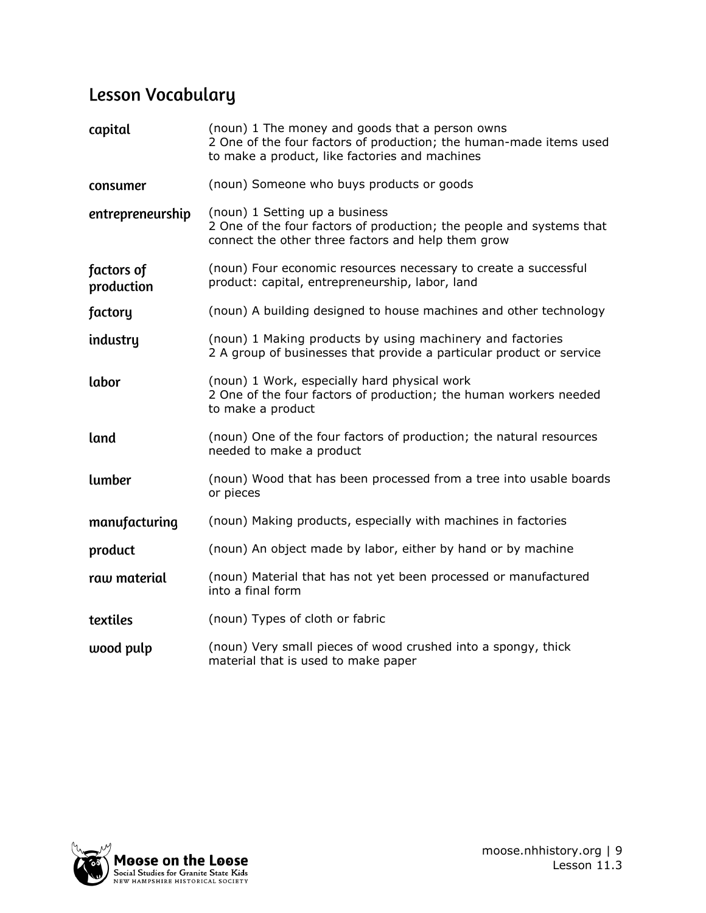## Lesson Vocabulary

**capital** (noun) 1 The money and goods that a person owns
2 One of the four factors of production; the human-made items used to make a product, like factories and machines

**consumer** (noun) Someone who buys products or goods

**entrepreneurship** (noun) 1 Setting up a business
2 One of the four factors of production; the people and systems that connect the other three factors and help them grow

**factors of production** (noun) Four economic resources necessary to create a successful product: capital, entrepreneurship, labor, land

**factory** (noun) A building designed to house machines and other technology

**industry** (noun) 1 Making products by using machinery and factories
2 A group of businesses that provide a particular product or service

**labor** (noun) 1 Work, especially hard physical work
2 One of the four factors of production; the human workers needed to make a product

**land** (noun) One of the four factors of production; the natural resources needed to make a product

**lumber** (noun) Wood that has been processed from a tree into usable boards or pieces

**manufacturing** (noun) Making products, especially with machines in factories

**product** (noun) An object made by labor, either by hand or by machine

**raw material** (noun) Material that has not yet been processed or manufactured into a final form

**textiles** (noun) Types of cloth or fabric

**wood pulp** (noun) Very small pieces of wood crushed into a spongy, thick material that is used to make paper